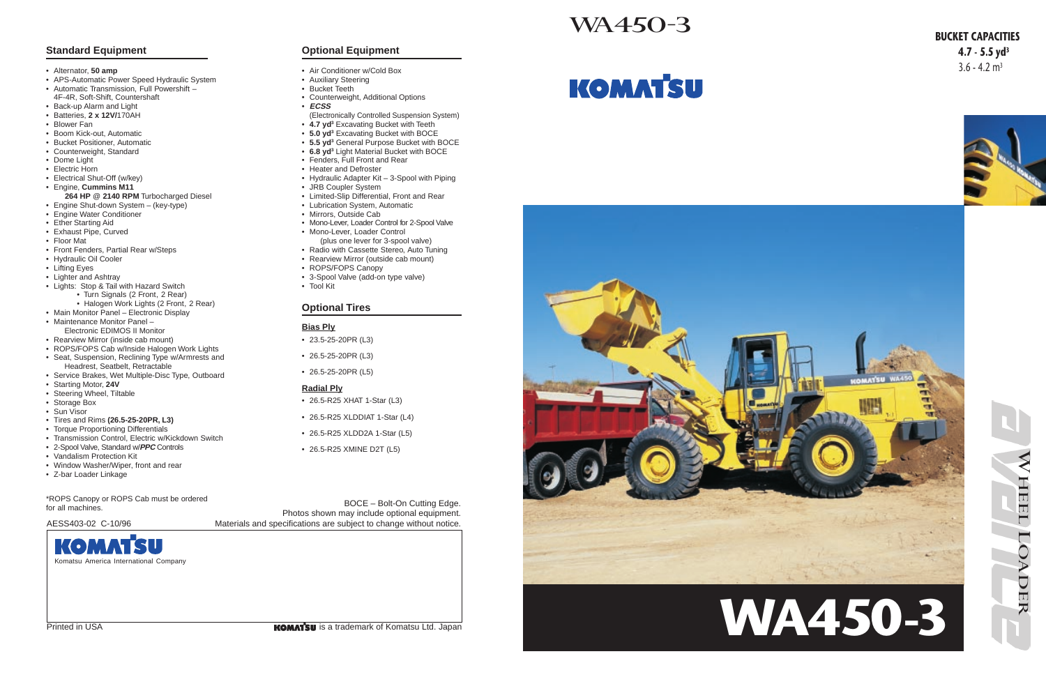## Standard Equipment

- Alternator, **50 amp**
- APS-Automatic Power Speed Hydraulic System
- Automatic Transmission, Full Powershift – 4F-4R, Soft-Shift, Countershaft
- Back-up Alarm and Light
- Batteries, **2 x 12V/**170AH
- Blower Fan
- Boom Kick-out, Automatic
- Bucket Positioner, Automatic
- Counterweight, Standard
- Dome Light
- Electric Horn
- Electrical Shut-Off (w/key)
- Engine, **Cummins M11**
  **264 HP @ 2140 RPM** Turbocharged Diesel
- Engine Shut-down System – (key-type)
- Engine Water Conditioner
- Ether Starting Aid
- Exhaust Pipe, Curved
- Floor Mat
- Front Fenders, Partial Rear w/Steps
- Hydraulic Oil Cooler
- Lifting Eyes
- Lighter and Ashtray
- Lights: Stop & Tail with Hazard Switch
  - Turn Signals (2 Front, 2 Rear)
  - Halogen Work Lights (2 Front, 2 Rear)
- Main Monitor Panel – Electronic Display
- Maintenance Monitor Panel – Electronic EDIMOS II Monitor
- Rearview Mirror (inside cab mount)
- ROPS/FOPS Cab w/Inside Halogen Work Lights
- Seat, Suspension, Reclining Type w/Armrests and Headrest, Seatbelt, Retractable
- Service Brakes, Wet Multiple-Disc Type, Outboard
- Starting Motor, **24V**
- Steering Wheel, Tiltable
- Storage Box
- Sun Visor
- Tires and Rims **(26.5-25-20PR, L3)**
- Torque Proportioning Differentials
- Transmission Control, Electric w/Kickdown Switch
- 2-Spool Valve, Standard w/***PPC*** Controls
- Vandalism Protection Kit
- Window Washer/Wiper, front and rear
- Z-bar Loader Linkage

*ROPS Canopy or ROPS Cab must be ordered for all machines.

## Optional Equipment

- Air Conditioner w/Cold Box
- Auxiliary Steering
- Bucket Teeth
- Counterweight, Additional Options
- ***ECSS***
  (Electronically Controlled Suspension System)
- **4.7 yd³** Excavating Bucket with Teeth
- **5.0 yd³** Excavating Bucket with BOCE
- **5.5 yd³** General Purpose Bucket with BOCE
- **6.8 yd³** Light Material Bucket with BOCE
- Fenders, Full Front and Rear
- Heater and Defroster
- Hydraulic Adapter Kit – 3-Spool with Piping
- JRB Coupler System
- Limited-Slip Differential, Front and Rear
- Lubrication System, Automatic
- Mirrors, Outside Cab
- Mono-Lever, Loader Control for 2-Spool Valve
- Mono-Lever, Loader Control
  (plus one lever for 3-spool valve)
- Radio with Cassette Stereo, Auto Tuning
- Rearview Mirror (outside cab mount)
- ROPS/FOPS Canopy
- 3-Spool Valve (add-on type valve)
- Tool Kit

## Optional Tires

### Bias Ply

- 23.5-25-20PR (L3)
- 26.5-25-20PR (L3)
- 26.5-25-20PR (L5)

### Radial Ply

- 26.5-R25 XHAT 1-Star (L3)
- 26.5-R25 XLDDIAT 1-Star (L4)
- 26.5-R25 XLDD2A 1-Star (L5)
- 26.5-R25 XMINE D2T (L5)

BOCE – Bolt-On Cutting Edge.
Photos shown may include optional equipment.
Materials and specifications are subject to change without notice.

AESS403-02 C-10/96

KOMATSU
Komatsu America International Company

Printed in USA

KOMATSU is a trademark of Komatsu Ltd. Japan

# WA450-3

KOMATSU

**BUCKET CAPACITIES**
**4.7 - 5.5 yd³**
3.6 - 4.2 m³

# WA450-3

WHEEL LOADER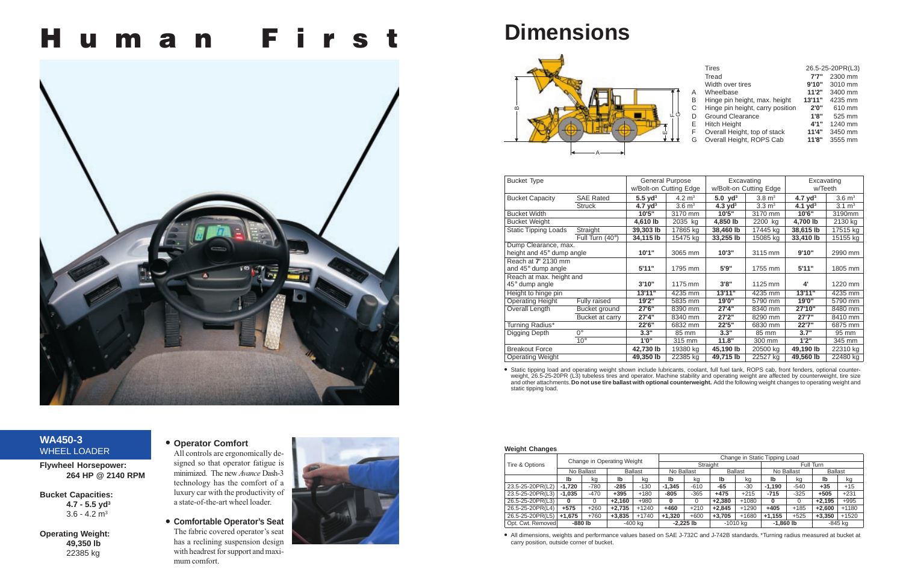# Human First

## WA450-3
WHEEL LOADER

**Flywheel Horsepower:**
**264 HP @ 2140 RPM**

**Bucket Capacities:**
**4.7 - 5.5 yd³**
3.6 - 4.2 m³

**Operating Weight:**
**49,350 lb**
22385 kg

- **Operator Comfort**
  All controls are ergonomically designed so that operator fatigue is minimized. The new *Avance* Dash-3 technology has the comfort of a luxury car with the productivity of a state-of-the-art wheel loader.

- **Comfortable Operator's Seat**
  The fabric covered operator's seat has a reclining suspension design with headrest for support and maximum comfort.

# Dimensions

| | | | |
|---|---|---|---|
| | Tires | 26.5-25-20PR(L3) | |
| | Tread | **7'7"** | 2300 mm |
| | Width over tires | **9'10"** | 3010 mm |
| A | Wheelbase | **11'2"** | 3400 mm |
| B | Hinge pin height, max. height | **13'11"** | 4235 mm |
| C | Hinge pin height, carry position | **2'0"** | 610 mm |
| D | Ground Clearance | **1'8"** | 525 mm |
| E | Hitch Height | **4'1"** | 1240 mm |
| F | Overall Height, top of stack | **11'4"** | 3450 mm |
| G | Overall Height, ROPS Cab | **11'8"** | 3555 mm |

| Bucket Type | | General Purpose w/Bolt-on Cutting Edge | | Excavating w/Bolt-on Cutting Edge | | Excavating w/Teeth | |
|---|---|---|---|---|---|---|---|
| Bucket Capacity | SAE Rated | **5.5 yd³** | 4.2 m³ | **5.0 yd³** | 3.8 m³ | **4.7 yd³** | 3.6 m³ |
| | Struck | **4.7 yd³** | 3.6 m³ | **4.3 yd³** | 3.3 m³ | **4.1 yd³** | 3.1 m³ |
| Bucket Width | | **10'5"** | 3170 mm | **10'5"** | 3170 mm | **10'6"** | 3190mm |
| Bucket Weight | | **4,610 lb** | 2035 kg | **4,850 lb** | 2200 kg | **4,700 lb** | 2130 kg |
| Static Tipping Loads | Straight | **39,303 lb** | 17865 kg | **38,460 lb** | 17445 kg | **38,615 lb** | 17515 kg |
| | Full Turn (40°) | **34,115 lb** | 15475 kg | **33,255 lb** | 15085 kg | **33,410 lb** | 15155 kg |
| Dump Clearance, max. height and 45° dump angle | | **10'1"** | 3065 mm | **10'3"** | 3115 mm | **9'10"** | 2990 mm |
| Reach at 7' 2130 mm and 45° dump angle | | **5'11"** | 1795 mm | **5'9"** | 1755 mm | **5'11"** | 1805 mm |
| Reach at max. height and 45° dump angle | | **3'10"** | 1175 mm | **3'8"** | 1125 mm | **4'** | 1220 mm |
| Height to hinge pin | | **13'11"** | 4235 mm | **13'11"** | 4235 mm | **13'11"** | 4235 mm |
| Operating Height | Fully raised | **19'2"** | 5835 mm | **19'0"** | 5790 mm | **19'0"** | 5790 mm |
| Overall Length | Bucket ground | **27'6"** | 8390 mm | **27'4"** | 8340 mm | **27'10"** | 8480 mm |
| | Bucket at carry | **27'4"** | 8340 mm | **27'2"** | 8290 mm | **27'7"** | 8410 mm |
| Turning Radius* | | **22'6"** | 6832 mm | **22'5"** | 6830 mm | **22'7"** | 6875 mm |
| Digging Depth | 0° | **3.3"** | 85 mm | **3.3"** | 85 mm | **3.7"** | 95 mm |
| | 10° | **1'0"** | 315 mm | **11.8"** | 300 mm | **1'2"** | 345 mm |
| Breakout Force | | **42,730 lb** | 19380 kg | **45,190 lb** | 20500 kg | **49,190 lb** | 22310 kg |
| Operating Weight | | **49,350 lb** | 22385 kg | **49,715 lb** | 22527 kg | **49,560 lb** | 22480 kg |

- Static tipping load and operating weight shown include lubricants, coolant, full fuel tank, ROPS cab, front fenders, optional counterweight, 26.5-25-20PR (L3) tubeless tires and operator. Machine stability and operating weight are affected by counterweight, tire size and other attachments. **Do not use tire ballast with optional counterweight.** Add the following weight changes to operating weight and static tipping load.

**Weight Changes**

| Tire & Options | Change in Operating Weight | | | | Change in Static Tipping Load | | | | | | | |
|---|---|---|---|---|---|---|---|---|---|---|---|---|
| | | | | | Straight | | | | Full Turn | | | |
| | No Ballast | | Ballast | | No Ballast | | Ballast | | No Ballast | | Ballast | |
| | lb | kg | lb | kg | lb | kg | lb | kg | lb | kg | lb | kg |
| 23.5-25-20PR(L2) | **-1,720** | -780 | **-285** | -130 | **-1,345** | -610 | **-65** | -30 | **-1,190** | -540 | **+35** | +15 |
| 23.5-25-20PR(L3) | **-1,035** | -470 | **+395** | +180 | **-805** | -365 | **+475** | +215 | **-715** | -325 | **+505** | +231 |
| 26.5-25-20PR(L3) | **0** | 0 | **+2,160** | +980 | **0** | 0 | **+2,380** | +1080 | **0** | 0 | **+2,195** | +995 |
| 26.5-25-20PR(L4) | **+575** | +260 | **+2,735** | +1240 | **+460** | +210 | **+2,845** | +1290 | **+405** | +185 | **+2,600** | +1180 |
| 26.5-25-20PR(L5) | **+1,675** | +760 | **+3,835** | +1740 | **+1,320** | +600 | **+3,705** | +1680 | **+1,155** | +525 | **+3,350** | +1520 |
| Opt. Cwt. Removed | **-880 lb** | | -400 kg | | **-2,225 lb** | | -1010 kg | | **-1,860 lb** | | -845 kg | |

- All dimensions, weights and performance values based on SAE J-732C and J-742B standards. *Turning radius measured at bucket at carry position, outside corner of bucket.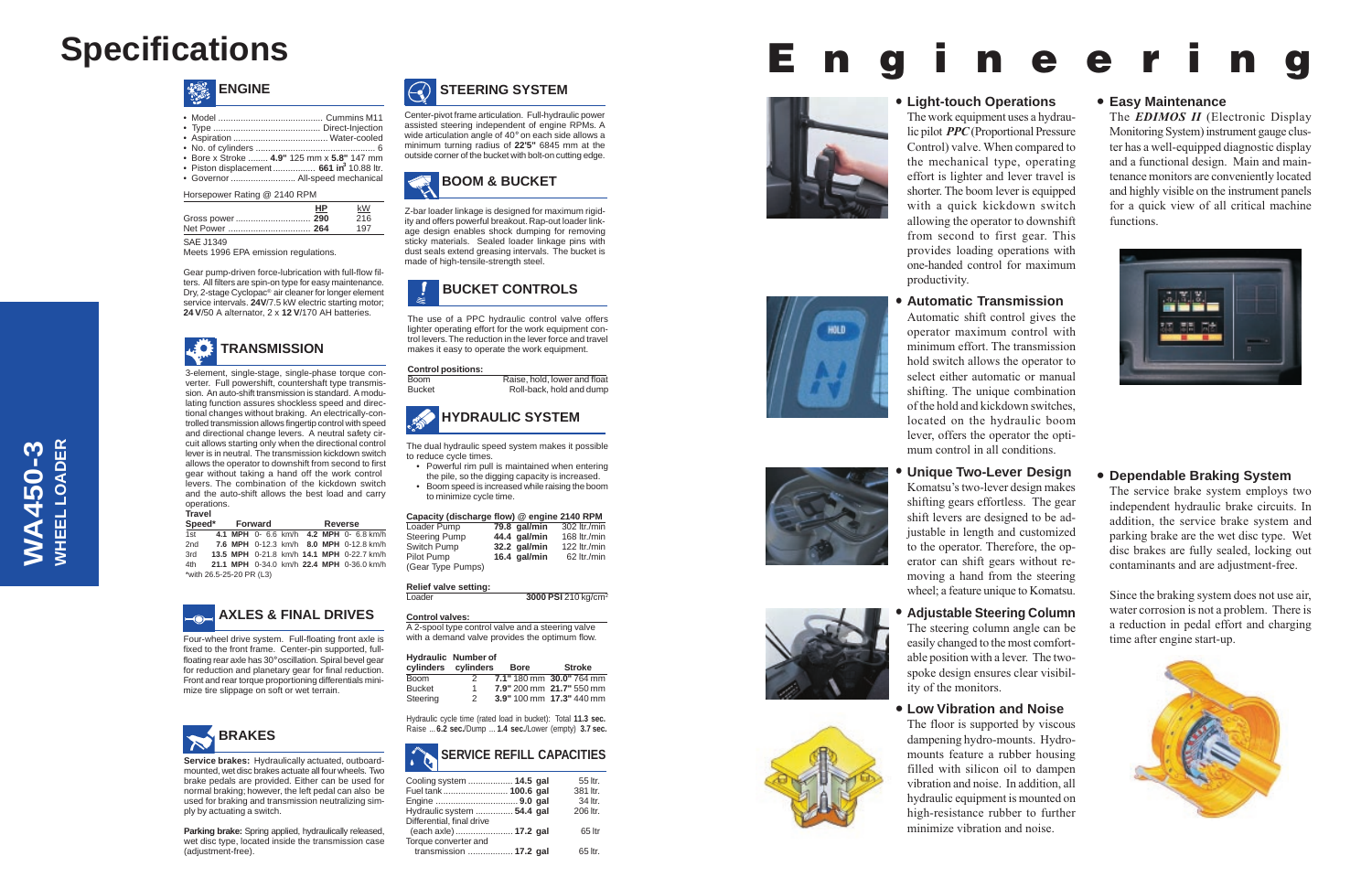# Specifications

WA450-3
WHEEL LOADER

## ENGINE

- Model .......................................... Cummins M11
- Type ........................................... Direct-Injection
- Aspiration ...................................... Water-cooled
- No. of cylinders ............................................... 6
- Bore x Stroke ........ **4.9"** 125 mm x **5.8"** 147 mm
- Piston displacement................. **661 in³** 10.88 ltr.
- Governor ........................... All-speed mechanical

Horsepower Rating @ 2140 RPM

| | HP | kW |
|---|---|---|
| Gross power | **290** | 216 |
| Net Power | **264** | 197 |

SAE J1349

Meets 1996 EPA emission regulations.

Gear pump-driven force-lubrication with full-flow filters. All filters are spin-on type for easy maintenance. Dry, 2-stage Cyclopac® air cleaner for longer element service intervals. **24V**/7.5 kW electric starting motor; **24 V**/50 A alternator, 2 x **12 V**/170 AH batteries.

## TRANSMISSION

3-element, single-stage, single-phase torque converter. Full powershift, countershaft type transmission. An auto-shift transmission is standard. A modulating function assures shockless speed and directional changes without braking. An electrically-controlled transmission allows fingertip control with speed and directional change levers. A neutral safety circuit allows starting only when the directional control lever is in neutral. The transmission kickdown switch allows the operator to downshift from second to first gear without taking a hand off the work control levers. The combination of the kickdown switch and the auto-shift allows the best load and carry operations.

**Travel**

| Speed* | Forward | Reverse |
|---|---|---|
| 1st | **4.1 MPH** 0- 6.6 km/h | **4.2 MPH** 0- 6.8 km/h |
| 2nd | **7.6 MPH** 0-12.3 km/h | **8.0 MPH** 0-12.8 km/h |
| 3rd | **13.5 MPH** 0-21.8 km/h | **14.1 MPH** 0-22.7 km/h |
| 4th | **21.1 MPH** 0-34.0 km/h | **22.4 MPH** 0-36.0 km/h |

*with 26.5-25-20 PR (L3)

## AXLES & FINAL DRIVES

Four-wheel drive system. Full-floating front axle is fixed to the front frame. Center-pin supported, full-floating rear axle has 30° oscillation. Spiral bevel gear for reduction and planetary gear for final reduction. Front and rear torque proportioning differentials minimize tire slippage on soft or wet terrain.

## BRAKES

**Service brakes:** Hydraulically actuated, outboard-mounted, wet disc brakes actuate all four wheels. Two brake pedals are provided. Either can be used for normal braking; however, the left pedal can also be used for braking and transmission neutralizing simply by actuating a switch.

**Parking brake:** Spring applied, hydraulically released, wet disc type, located inside the transmission case (adjustment-free).

## STEERING SYSTEM

Center-pivot frame articulation. Full-hydraulic power assisted steering independent of engine RPMs. A wide articulation angle of 40° on each side allows a minimum turning radius of **22'5"** 6845 mm at the outside corner of the bucket with bolt-on cutting edge.

## BOOM & BUCKET

Z-bar loader linkage is designed for maximum rigidity and offers powerful breakout. Rap-out loader linkage design enables shock dumping for removing sticky materials. Sealed loader linkage pins with dust seals extend greasing intervals. The bucket is made of high-tensile-strength steel.

## BUCKET CONTROLS

The use of a PPC hydraulic control valve offers lighter operating effort for the work equipment control levers. The reduction in the lever force and travel makes it easy to operate the work equipment.

**Control positions:**

| | |
|---|---|
| Boom | Raise, hold, lower and float |
| Bucket | Roll-back, hold and dump |

## HYDRAULIC SYSTEM

The dual hydraulic speed system makes it possible to reduce cycle times.

- Powerful rim pull is maintained when entering the pile, so the digging capacity is increased.
- Boom speed is increased while raising the boom to minimize cycle time.

**Capacity (discharge flow) @ engine 2140 RPM**

| | | |
|---|---|---|
| Loader Pump | **79.8 gal/min** | 302 ltr./min |
| Steering Pump | **44.4 gal/min** | 168 ltr./min |
| Switch Pump | **32.2 gal/min** | 122 ltr./min |
| Pilot Pump | **16.4 gal/min** | 62 ltr./min |
| (Gear Type Pumps) | | |

**Relief valve setting:**

Loader ..... **3000 PSI** 210 kg/cm²

**Control valves:**

A 2-spool type control valve and a steering valve with a demand valve provides the optimum flow.

| Hydraulic cylinders | Number of cylinders | Bore | Stroke |
|---|---|---|---|
| Boom | 2 | **7.1"** 180 mm | **30.0"** 764 mm |
| Bucket | 1 | **7.9"** 200 mm | **21.7"** 550 mm |
| Steering | 2 | **3.9"** 100 mm | **17.3"** 440 mm |

Hydraulic cycle time (rated load in bucket): Total **11.3 sec.** Raise ... **6.2 sec.**/Dump ... **1.4 sec.**/Lower (empty) **3.7 sec.**

## SERVICE REFILL CAPACITIES

| | | |
|---|---|---|
| Cooling system | **14.5 gal** | 55 ltr. |
| Fuel tank | **100.6 gal** | 381 ltr. |
| Engine | **9.0 gal** | 34 ltr. |
| Hydraulic system | **54.4 gal** | 206 ltr. |
| Differential, final drive (each axle) | **17.2 gal** | 65 ltr |
| Torque converter and transmission | **17.2 gal** | 65 ltr. |

# Engineering

- **Light-touch Operations**

The work equipment uses a hydraulic pilot ***PPC*** (Proportional Pressure Control) valve. When compared to the mechanical type, operating effort is lighter and lever travel is shorter. The boom lever is equipped with a quick kickdown switch allowing the operator to downshift from second to first gear. This provides loading operations with one-handed control for maximum productivity.

- **Automatic Transmission**

Automatic shift control gives the operator maximum control with minimum effort. The transmission hold switch allows the operator to select either automatic or manual shifting. The unique combination of the hold and kickdown switches, located on the hydraulic boom lever, offers the operator the optimum control in all conditions.

- **Unique Two-Lever Design**

Komatsu's two-lever design makes shifting gears effortless. The gear shift levers are designed to be adjustable in length and customized to the operator. Therefore, the operator can shift gears without removing a hand from the steering wheel; a feature unique to Komatsu.

- **Adjustable Steering Column**

The steering column angle can be easily changed to the most comfortable position with a lever. The two-spoke design ensures clear visibility of the monitors.

- **Low Vibration and Noise**

The floor is supported by viscous dampening hydro-mounts. Hydro-mounts feature a rubber housing filled with silicon oil to dampen vibration and noise. In addition, all hydraulic equipment is mounted on high-resistance rubber to further minimize vibration and noise.

- **Easy Maintenance**

The ***EDIMOS II*** (Electronic Display Monitoring System) instrument gauge cluster has a well-equipped diagnostic display and a functional design. Main and maintenance monitors are conveniently located and highly visible on the instrument panels for a quick view of all critical machine functions.

- **Dependable Braking System**

The service brake system employs two independent hydraulic brake circuits. In addition, the service brake system and parking brake are the wet disc type. Wet disc brakes are fully sealed, locking out contaminants and are adjustment-free.

Since the braking system does not use air, water corrosion is not a problem. There is a reduction in pedal effort and charging time after engine start-up.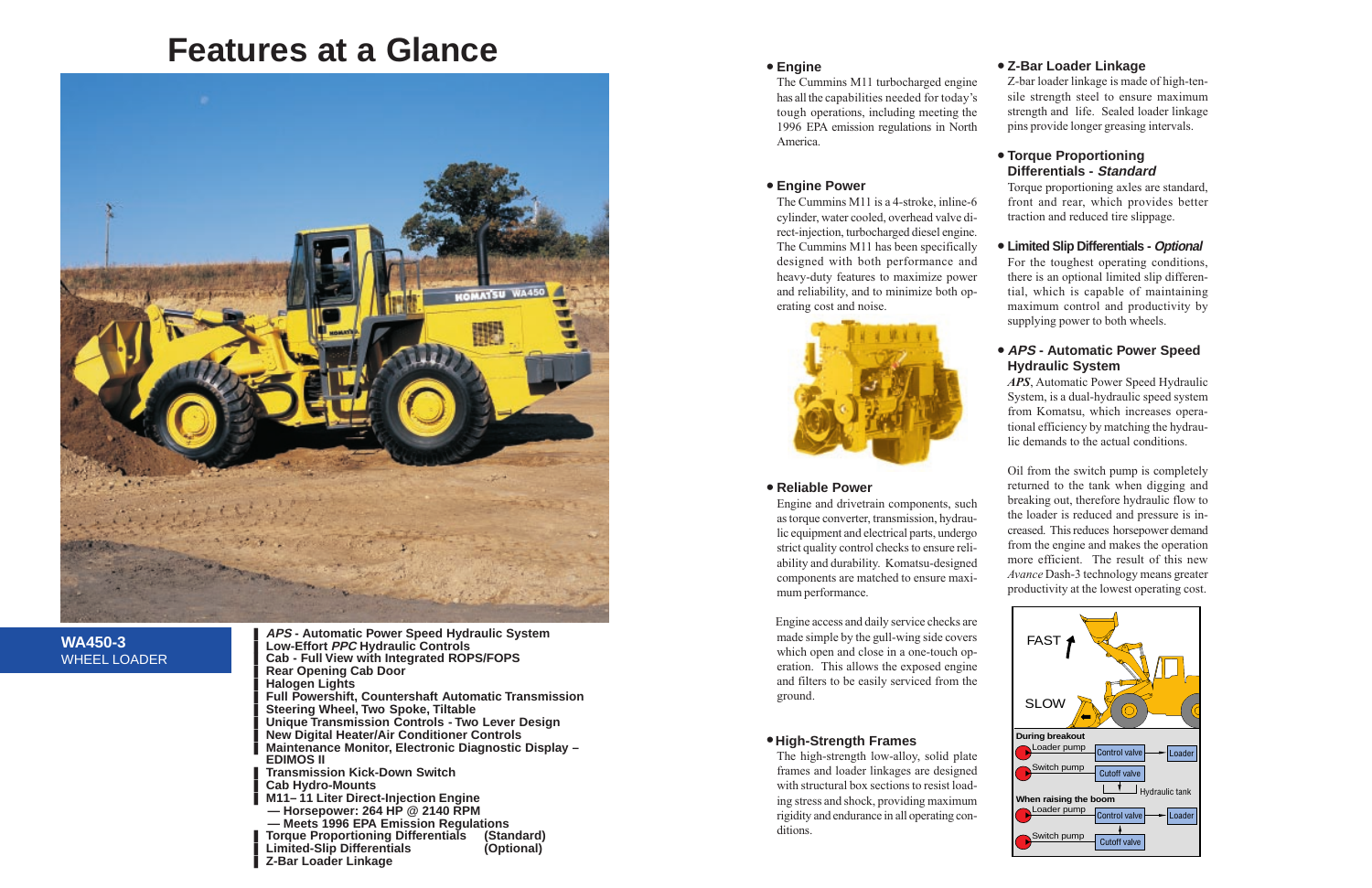# Features at a Glance

**WA450-3**
WHEEL LOADER

- ***APS*** **- Automatic Power Speed Hydraulic System**
- **Low-Effort *PPC* Hydraulic Controls**
- **Cab - Full View with Integrated ROPS/FOPS**
- **Rear Opening Cab Door**
- **Halogen Lights**
- **Full Powershift, Countershaft Automatic Transmission**
- **Steering Wheel, Two Spoke, Tiltable**
- **Unique Transmission Controls - Two Lever Design**
- **New Digital Heater/Air Conditioner Controls**
- **Maintenance Monitor, Electronic Diagnostic Display – EDIMOS II**
- **Transmission Kick-Down Switch**
- **Cab Hydro-Mounts**
- **M11– 11 Liter Direct-Injection Engine**
  - **— Horsepower: 264 HP @ 2140 RPM**
  - **— Meets 1996 EPA Emission Regulations**
- **Torque Proportioning Differentials (Standard)**
- **Limited-Slip Differentials (Optional)**
- **Z-Bar Loader Linkage**

### • Engine

The Cummins M11 turbocharged engine has all the capabilities needed for today's tough operations, including meeting the 1996 EPA emission regulations in North America.

### • Engine Power

The Cummins M11 is a 4-stroke, inline-6 cylinder, water cooled, overhead valve direct-injection, turbocharged diesel engine. The Cummins M11 has been specifically designed with both performance and heavy-duty features to maximize power and reliability, and to minimize both operating cost and noise.

### • Reliable Power

Engine and drivetrain components, such as torque converter, transmission, hydraulic equipment and electrical parts, undergo strict quality control checks to ensure reliability and durability. Komatsu-designed components are matched to ensure maximum performance.

Engine access and daily service checks are made simple by the gull-wing side covers which open and close in a one-touch operation. This allows the exposed engine and filters to be easily serviced from the ground.

### • High-Strength Frames

The high-strength low-alloy, solid plate frames and loader linkages are designed with structural box sections to resist loading stress and shock, providing maximum rigidity and endurance in all operating conditions.

### • Z-Bar Loader Linkage

Z-bar loader linkage is made of high-tensile strength steel to ensure maximum strength and life. Sealed loader linkage pins provide longer greasing intervals.

### • Torque Proportioning Differentials - *Standard*

Torque proportioning axles are standard, front and rear, which provides better traction and reduced tire slippage.

### • Limited Slip Differentials - *Optional*

For the toughest operating conditions, there is an optional limited slip differential, which is capable of maintaining maximum control and productivity by supplying power to both wheels.

### • *APS* - Automatic Power Speed Hydraulic System

***APS***, Automatic Power Speed Hydraulic System, is a dual-hydraulic speed system from Komatsu, which increases operational efficiency by matching the hydraulic demands to the actual conditions.

Oil from the switch pump is completely returned to the tank when digging and breaking out, therefore hydraulic flow to the loader is reduced and pressure is increased. This reduces horsepower demand from the engine and makes the operation more efficient. The result of this new *Avance* Dash-3 technology means greater productivity at the lowest operating cost.

FAST
SLOW
During breakout
Loader pump
Control valve
Loader
Switch pump
Cutoff valve
Hydraulic tank
When raising the boom
Loader pump
Control valve
Loader
Switch pump
Cutoff valve